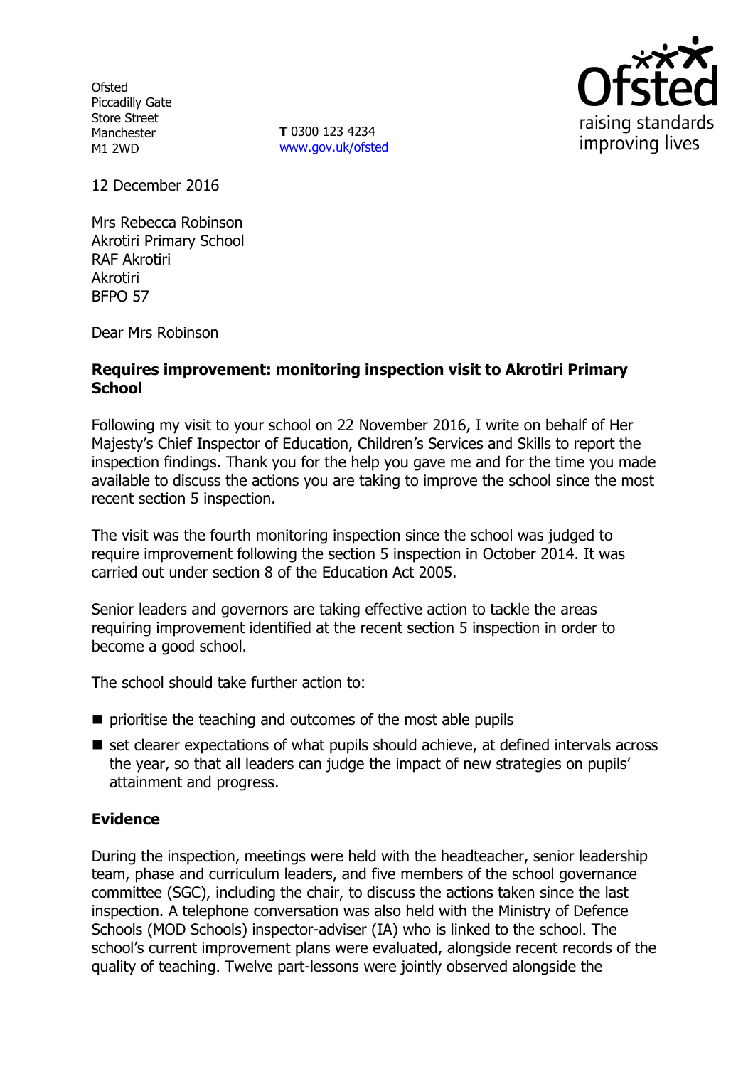Ofsted
Piccadilly Gate
Store Street
Manchester
M1 2WD

**T** 0300 123 4234
www.gov.uk/ofsted

12 December 2016

Mrs Rebecca Robinson
Akrotiri Primary School
RAF Akrotiri
Akrotiri
BFPO 57

Dear Mrs Robinson

**Requires improvement: monitoring inspection visit to Akrotiri Primary School**

Following my visit to your school on 22 November 2016, I write on behalf of Her Majesty's Chief Inspector of Education, Children's Services and Skills to report the inspection findings. Thank you for the help you gave me and for the time you made available to discuss the actions you are taking to improve the school since the most recent section 5 inspection.

The visit was the fourth monitoring inspection since the school was judged to require improvement following the section 5 inspection in October 2014. It was carried out under section 8 of the Education Act 2005.

Senior leaders and governors are taking effective action to tackle the areas requiring improvement identified at the recent section 5 inspection in order to become a good school.

The school should take further action to:

- prioritise the teaching and outcomes of the most able pupils
- set clearer expectations of what pupils should achieve, at defined intervals across the year, so that all leaders can judge the impact of new strategies on pupils' attainment and progress.

**Evidence**

During the inspection, meetings were held with the headteacher, senior leadership team, phase and curriculum leaders, and five members of the school governance committee (SGC), including the chair, to discuss the actions taken since the last inspection. A telephone conversation was also held with the Ministry of Defence Schools (MOD Schools) inspector-adviser (IA) who is linked to the school. The school's current improvement plans were evaluated, alongside recent records of the quality of teaching. Twelve part-lessons were jointly observed alongside the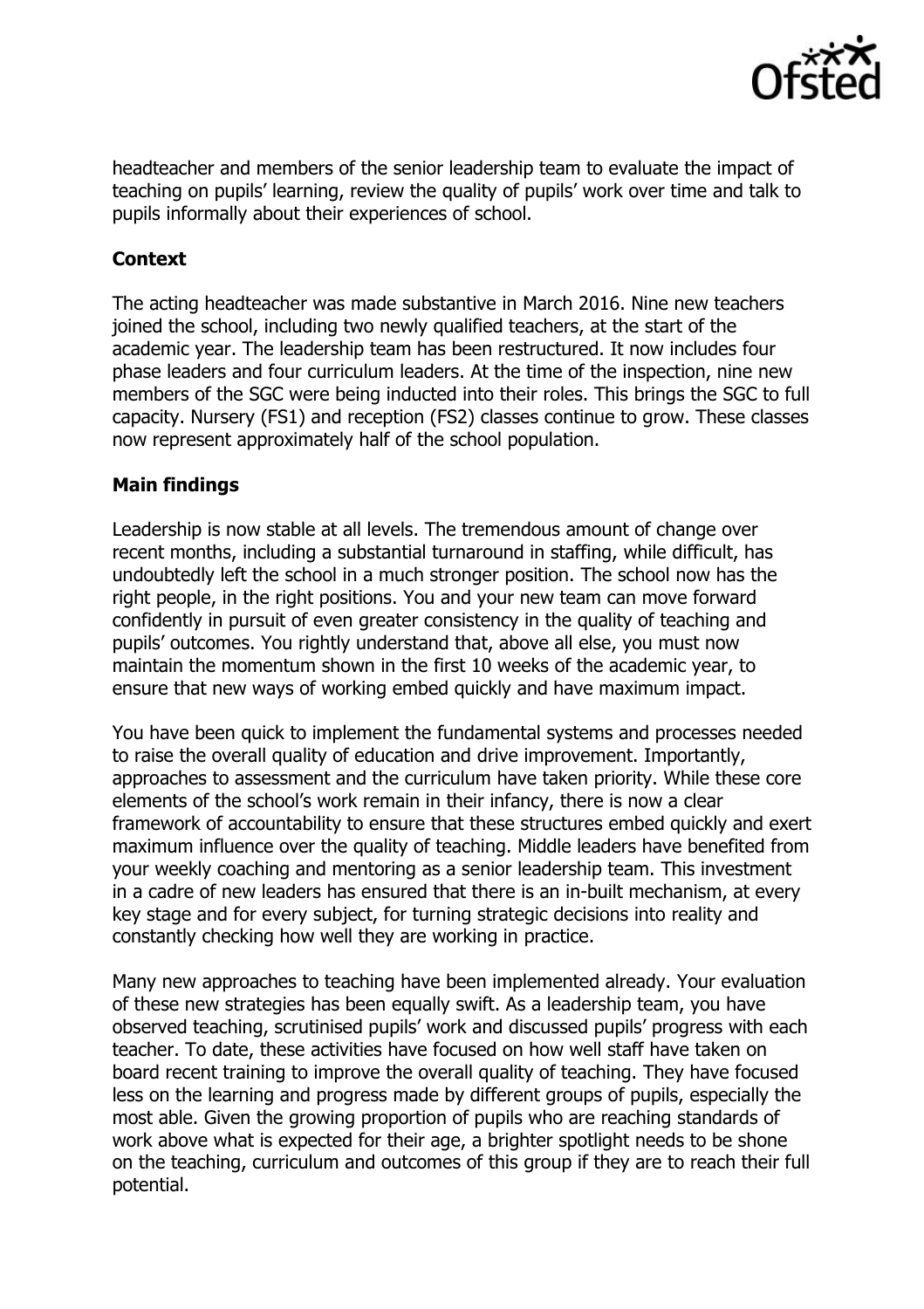headteacher and members of the senior leadership team to evaluate the impact of teaching on pupils' learning, review the quality of pupils' work over time and talk to pupils informally about their experiences of school.

## Context

The acting headteacher was made substantive in March 2016. Nine new teachers joined the school, including two newly qualified teachers, at the start of the academic year. The leadership team has been restructured. It now includes four phase leaders and four curriculum leaders. At the time of the inspection, nine new members of the SGC were being inducted into their roles. This brings the SGC to full capacity. Nursery (FS1) and reception (FS2) classes continue to grow. These classes now represent approximately half of the school population.

## Main findings

Leadership is now stable at all levels. The tremendous amount of change over recent months, including a substantial turnaround in staffing, while difficult, has undoubtedly left the school in a much stronger position. The school now has the right people, in the right positions. You and your new team can move forward confidently in pursuit of even greater consistency in the quality of teaching and pupils' outcomes. You rightly understand that, above all else, you must now maintain the momentum shown in the first 10 weeks of the academic year, to ensure that new ways of working embed quickly and have maximum impact.

You have been quick to implement the fundamental systems and processes needed to raise the overall quality of education and drive improvement. Importantly, approaches to assessment and the curriculum have taken priority. While these core elements of the school's work remain in their infancy, there is now a clear framework of accountability to ensure that these structures embed quickly and exert maximum influence over the quality of teaching. Middle leaders have benefited from your weekly coaching and mentoring as a senior leadership team. This investment in a cadre of new leaders has ensured that there is an in-built mechanism, at every key stage and for every subject, for turning strategic decisions into reality and constantly checking how well they are working in practice.

Many new approaches to teaching have been implemented already. Your evaluation of these new strategies has been equally swift. As a leadership team, you have observed teaching, scrutinised pupils' work and discussed pupils' progress with each teacher. To date, these activities have focused on how well staff have taken on board recent training to improve the overall quality of teaching. They have focused less on the learning and progress made by different groups of pupils, especially the most able. Given the growing proportion of pupils who are reaching standards of work above what is expected for their age, a brighter spotlight needs to be shone on the teaching, curriculum and outcomes of this group if they are to reach their full potential.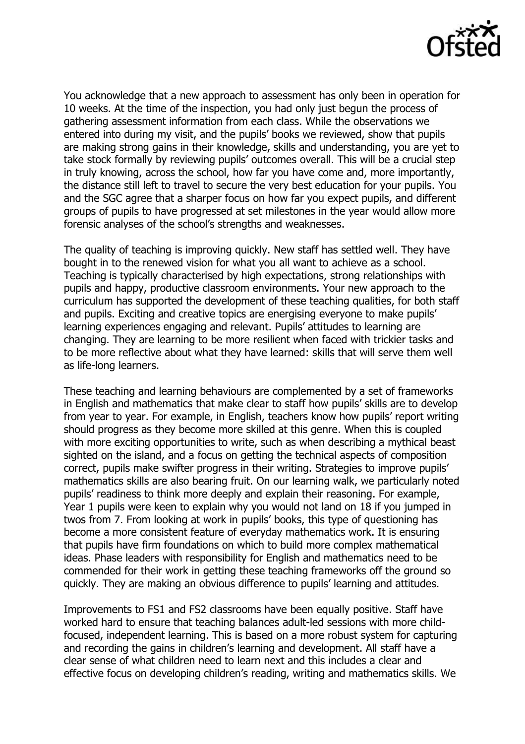You acknowledge that a new approach to assessment has only been in operation for 10 weeks. At the time of the inspection, you had only just begun the process of gathering assessment information from each class. While the observations we entered into during my visit, and the pupils' books we reviewed, show that pupils are making strong gains in their knowledge, skills and understanding, you are yet to take stock formally by reviewing pupils' outcomes overall. This will be a crucial step in truly knowing, across the school, how far you have come and, more importantly, the distance still left to travel to secure the very best education for your pupils. You and the SGC agree that a sharper focus on how far you expect pupils, and different groups of pupils to have progressed at set milestones in the year would allow more forensic analyses of the school's strengths and weaknesses.

The quality of teaching is improving quickly. New staff has settled well. They have bought in to the renewed vision for what you all want to achieve as a school. Teaching is typically characterised by high expectations, strong relationships with pupils and happy, productive classroom environments. Your new approach to the curriculum has supported the development of these teaching qualities, for both staff and pupils. Exciting and creative topics are energising everyone to make pupils' learning experiences engaging and relevant. Pupils' attitudes to learning are changing. They are learning to be more resilient when faced with trickier tasks and to be more reflective about what they have learned: skills that will serve them well as life-long learners.

These teaching and learning behaviours are complemented by a set of frameworks in English and mathematics that make clear to staff how pupils' skills are to develop from year to year. For example, in English, teachers know how pupils' report writing should progress as they become more skilled at this genre. When this is coupled with more exciting opportunities to write, such as when describing a mythical beast sighted on the island, and a focus on getting the technical aspects of composition correct, pupils make swifter progress in their writing. Strategies to improve pupils' mathematics skills are also bearing fruit. On our learning walk, we particularly noted pupils' readiness to think more deeply and explain their reasoning. For example, Year 1 pupils were keen to explain why you would not land on 18 if you jumped in twos from 7. From looking at work in pupils' books, this type of questioning has become a more consistent feature of everyday mathematics work. It is ensuring that pupils have firm foundations on which to build more complex mathematical ideas. Phase leaders with responsibility for English and mathematics need to be commended for their work in getting these teaching frameworks off the ground so quickly. They are making an obvious difference to pupils' learning and attitudes.

Improvements to FS1 and FS2 classrooms have been equally positive. Staff have worked hard to ensure that teaching balances adult-led sessions with more child-focused, independent learning. This is based on a more robust system for capturing and recording the gains in children's learning and development. All staff have a clear sense of what children need to learn next and this includes a clear and effective focus on developing children's reading, writing and mathematics skills. We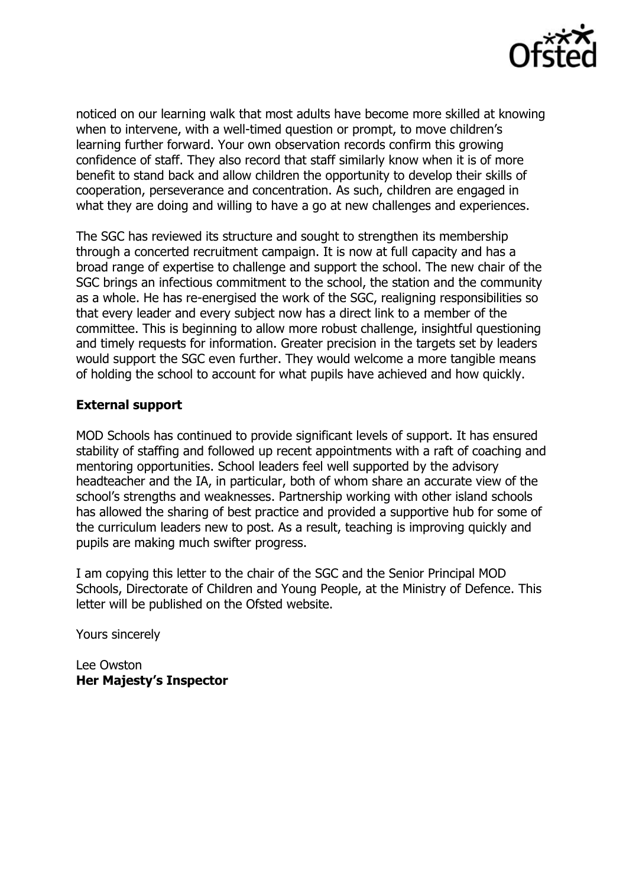noticed on our learning walk that most adults have become more skilled at knowing when to intervene, with a well-timed question or prompt, to move children's learning further forward. Your own observation records confirm this growing confidence of staff. They also record that staff similarly know when it is of more benefit to stand back and allow children the opportunity to develop their skills of cooperation, perseverance and concentration. As such, children are engaged in what they are doing and willing to have a go at new challenges and experiences.

The SGC has reviewed its structure and sought to strengthen its membership through a concerted recruitment campaign. It is now at full capacity and has a broad range of expertise to challenge and support the school. The new chair of the SGC brings an infectious commitment to the school, the station and the community as a whole. He has re-energised the work of the SGC, realigning responsibilities so that every leader and every subject now has a direct link to a member of the committee. This is beginning to allow more robust challenge, insightful questioning and timely requests for information. Greater precision in the targets set by leaders would support the SGC even further. They would welcome a more tangible means of holding the school to account for what pupils have achieved and how quickly.

**External support**

MOD Schools has continued to provide significant levels of support. It has ensured stability of staffing and followed up recent appointments with a raft of coaching and mentoring opportunities. School leaders feel well supported by the advisory headteacher and the IA, in particular, both of whom share an accurate view of the school's strengths and weaknesses. Partnership working with other island schools has allowed the sharing of best practice and provided a supportive hub for some of the curriculum leaders new to post. As a result, teaching is improving quickly and pupils are making much swifter progress.

I am copying this letter to the chair of the SGC and the Senior Principal MOD Schools, Directorate of Children and Young People, at the Ministry of Defence. This letter will be published on the Ofsted website.

Yours sincerely

Lee Owston
**Her Majesty's Inspector**